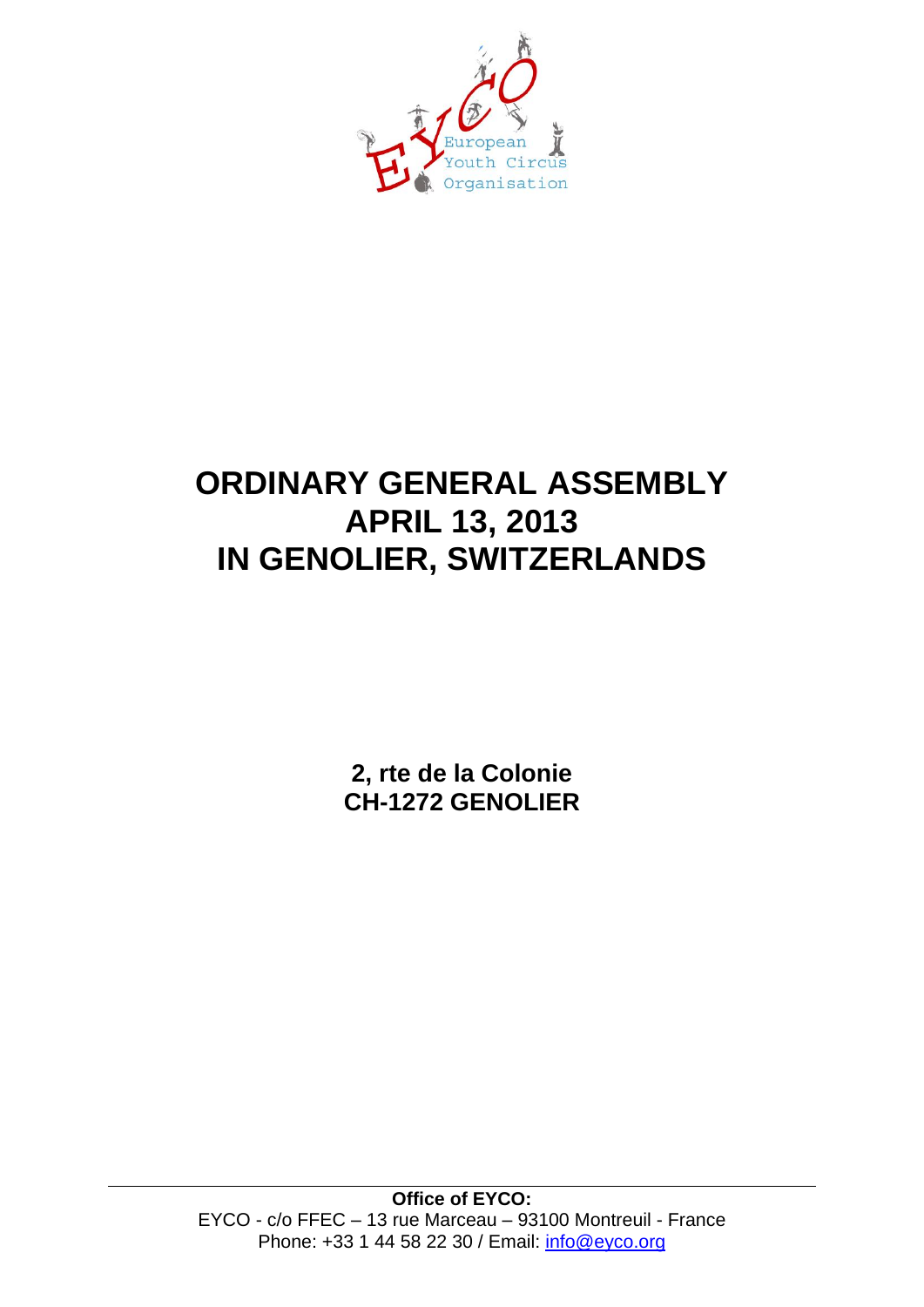European
Youth Circus
Organisation

# ORDINARY GENERAL ASSEMBLY
# APRIL 13, 2013
# IN GENOLIER, SWITZERLANDS

**2, rte de la Colonie**
**CH-1272 GENOLIER**

---

**Office of EYCO:**
EYCO - c/o FFEC – 13 rue Marceau – 93100 Montreuil - France
Phone: +33 1 44 58 22 30 / Email: info@eyco.org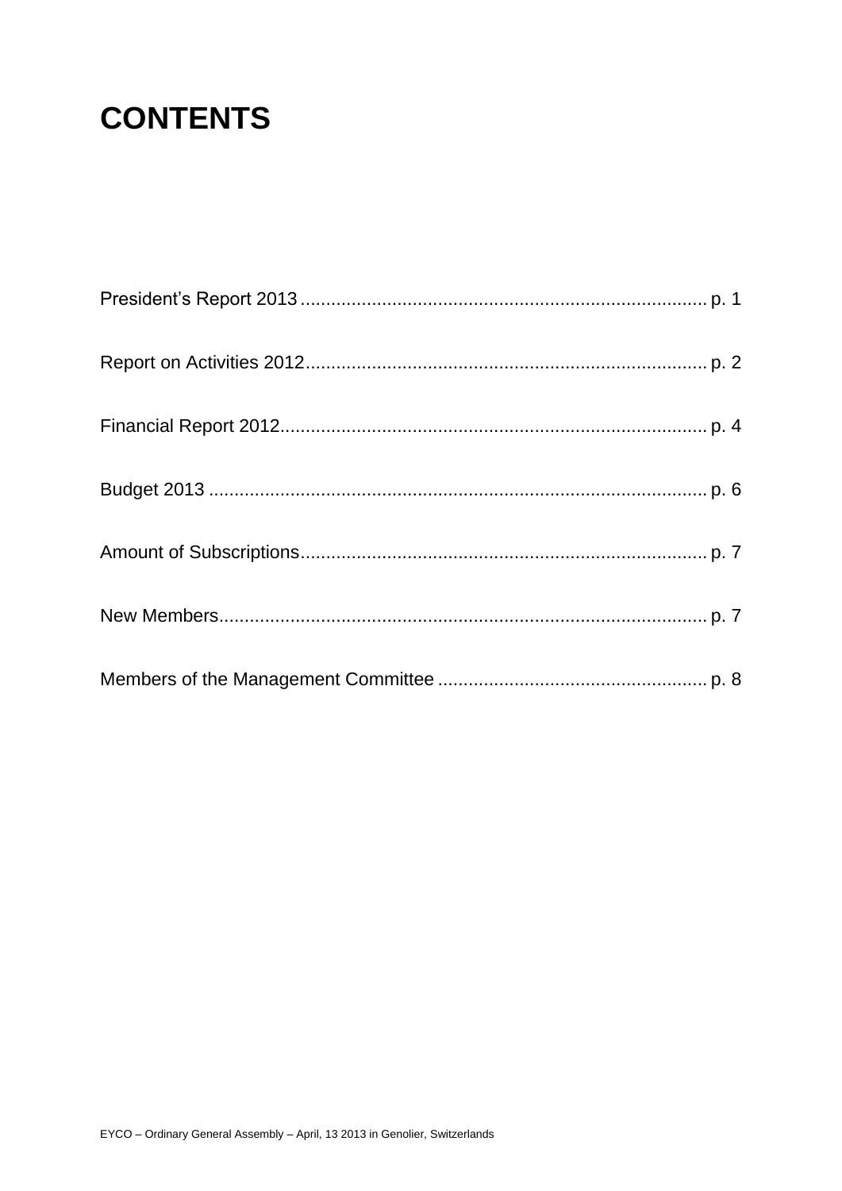# CONTENTS

President's Report 2013 ............................................................................... p. 1

Report on Activities 2012............................................................................... p. 2

Financial Report 2012.................................................................................... p. 4

Budget 2013 .................................................................................................. p. 6

Amount of Subscriptions................................................................................ p. 7

New Members................................................................................................ p. 7

Members of the Management Committee ..................................................... p. 8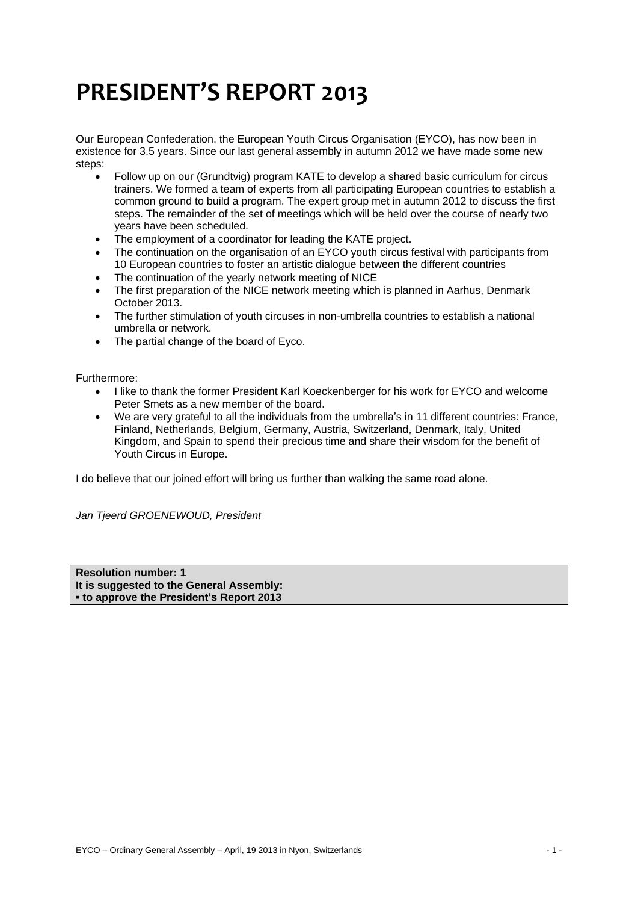# PRESIDENT'S REPORT 2013

Our European Confederation, the European Youth Circus Organisation (EYCO), has now been in existence for 3.5 years. Since our last general assembly in autumn 2012 we have made some new steps:

- Follow up on our (Grundtvig) program KATE to develop a shared basic curriculum for circus trainers. We formed a team of experts from all participating European countries to establish a common ground to build a program. The expert group met in autumn 2012 to discuss the first steps. The remainder of the set of meetings which will be held over the course of nearly two years have been scheduled.
- The employment of a coordinator for leading the KATE project.
- The continuation on the organisation of an EYCO youth circus festival with participants from 10 European countries to foster an artistic dialogue between the different countries
- The continuation of the yearly network meeting of NICE
- The first preparation of the NICE network meeting which is planned in Aarhus, Denmark October 2013.
- The further stimulation of youth circuses in non-umbrella countries to establish a national umbrella or network.
- The partial change of the board of Eyco.

Furthermore:

- I like to thank the former President Karl Koeckenberger for his work for EYCO and welcome Peter Smets as a new member of the board.
- We are very grateful to all the individuals from the umbrella's in 11 different countries: France, Finland, Netherlands, Belgium, Germany, Austria, Switzerland, Denmark, Italy, United Kingdom, and Spain to spend their precious time and share their wisdom for the benefit of Youth Circus in Europe.

I do believe that our joined effort will bring us further than walking the same road alone.

*Jan Tjeerd GROENEWOUD, President*

**Resolution number: 1**
**It is suggested to the General Assembly:**
**▪ to approve the President's Report 2013**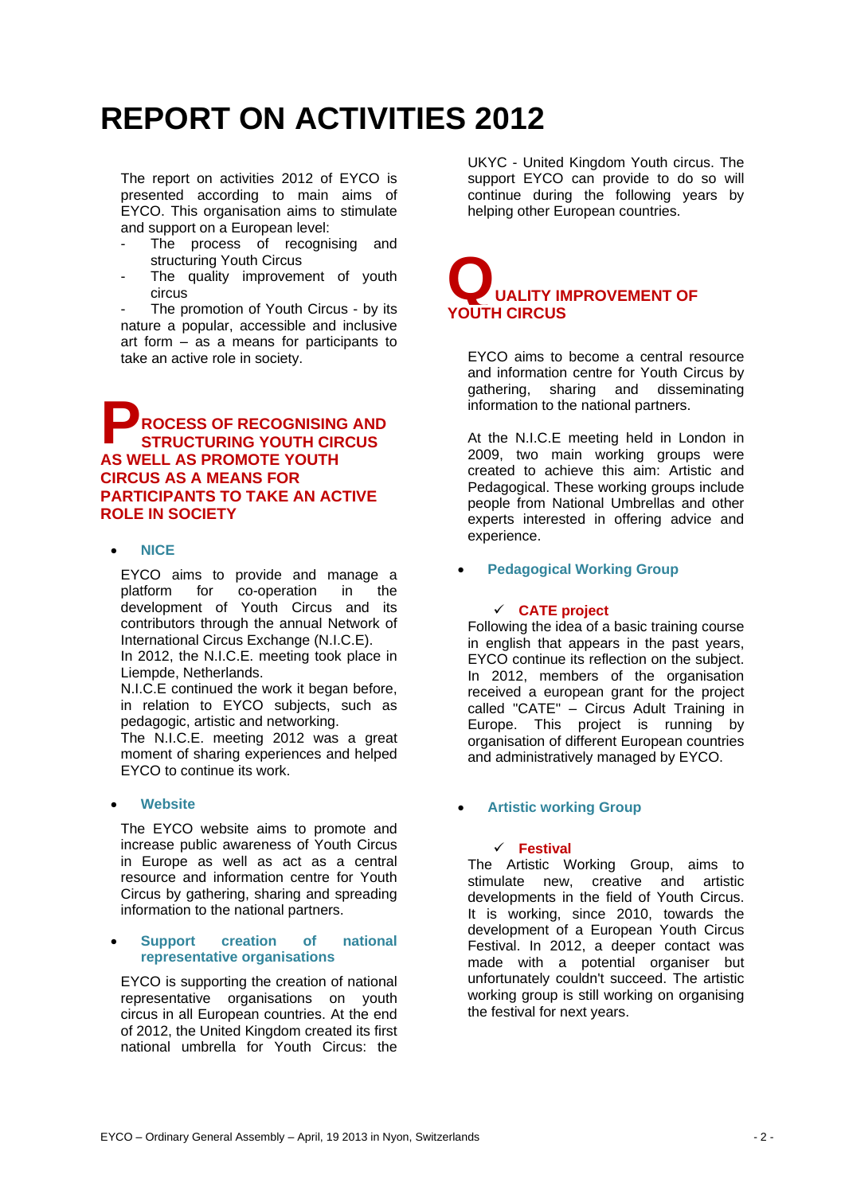# REPORT ON ACTIVITIES 2012

The report on activities 2012 of EYCO is presented according to main aims of EYCO. This organisation aims to stimulate and support on a European level:

- The process of recognising and structuring Youth Circus
- The quality improvement of youth circus
- The promotion of Youth Circus - by its nature a popular, accessible and inclusive art form – as a means for participants to take an active role in society.

## PROCESS OF RECOGNISING AND STRUCTURING YOUTH CIRCUS AS WELL AS PROMOTE YOUTH CIRCUS AS A MEANS FOR PARTICIPANTS TO TAKE AN ACTIVE ROLE IN SOCIETY

- **NICE**

EYCO aims to provide and manage a platform for co-operation in the development of Youth Circus and its contributors through the annual Network of International Circus Exchange (N.I.C.E).
In 2012, the N.I.C.E. meeting took place in Liempde, Netherlands.
N.I.C.E continued the work it began before, in relation to EYCO subjects, such as pedagogic, artistic and networking.
The N.I.C.E. meeting 2012 was a great moment of sharing experiences and helped EYCO to continue its work.

- **Website**

The EYCO website aims to promote and increase public awareness of Youth Circus in Europe as well as act as a central resource and information centre for Youth Circus by gathering, sharing and spreading information to the national partners.

- **Support creation of national representative organisations**

EYCO is supporting the creation of national representative organisations on youth circus in all European countries. At the end of 2012, the United Kingdom created its first national umbrella for Youth Circus: the UKYC - United Kingdom Youth circus. The support EYCO can provide to do so will continue during the following years by helping other European countries.

## QUALITY IMPROVEMENT OF YOUTH CIRCUS

EYCO aims to become a central resource and information centre for Youth Circus by gathering, sharing and disseminating information to the national partners.

At the N.I.C.E meeting held in London in 2009, two main working groups were created to achieve this aim: Artistic and Pedagogical. These working groups include people from National Umbrellas and other experts interested in offering advice and experience.

- **Pedagogical Working Group**

  ✓ **CATE project**

Following the idea of a basic training course in english that appears in the past years, EYCO continue its reflection on the subject. In 2012, members of the organisation received a european grant for the project called "CATE" – Circus Adult Training in Europe. This project is running by organisation of different European countries and administratively managed by EYCO.

- **Artistic working Group**

  ✓ **Festival**

The Artistic Working Group, aims to stimulate new, creative and artistic developments in the field of Youth Circus. It is working, since 2010, towards the development of a European Youth Circus Festival. In 2012, a deeper contact was made with a potential organiser but unfortunately couldn't succeed. The artistic working group is still working on organising the festival for next years.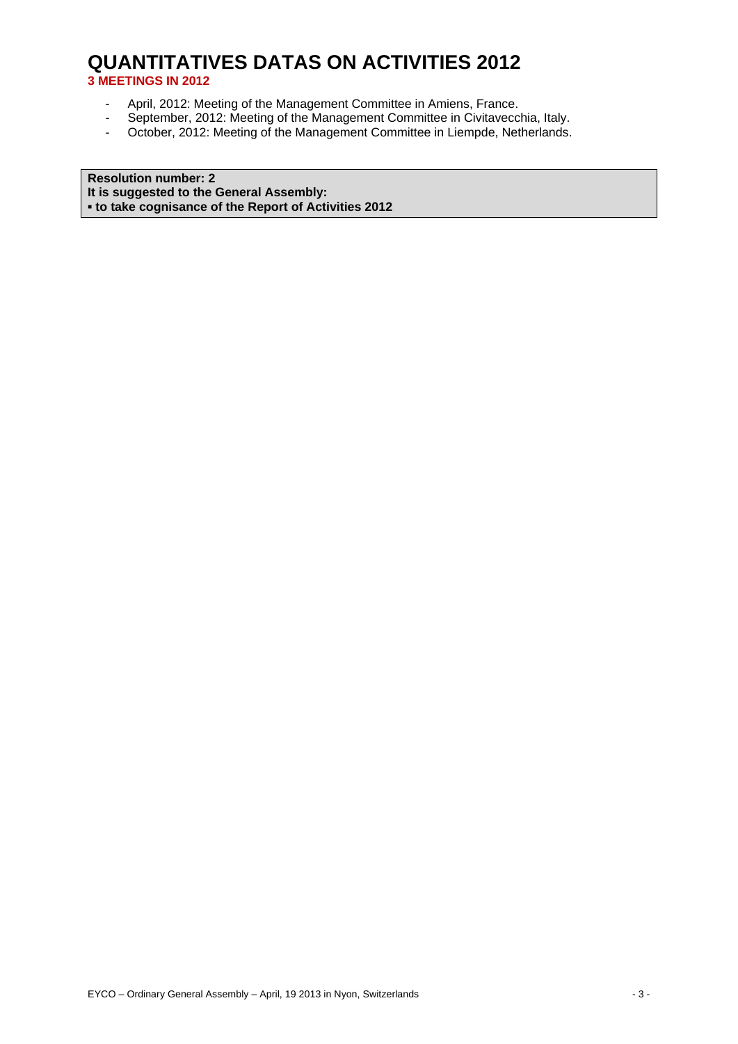# QUANTITATIVES DATAS ON ACTIVITIES 2012

**3 MEETINGS IN 2012**

- April, 2012: Meeting of the Management Committee in Amiens, France.
- September, 2012: Meeting of the Management Committee in Civitavecchia, Italy.
- October, 2012: Meeting of the Management Committee in Liempde, Netherlands.

**Resolution number: 2**
**It is suggested to the General Assembly:**
**▪ to take cognisance of the Report of Activities 2012**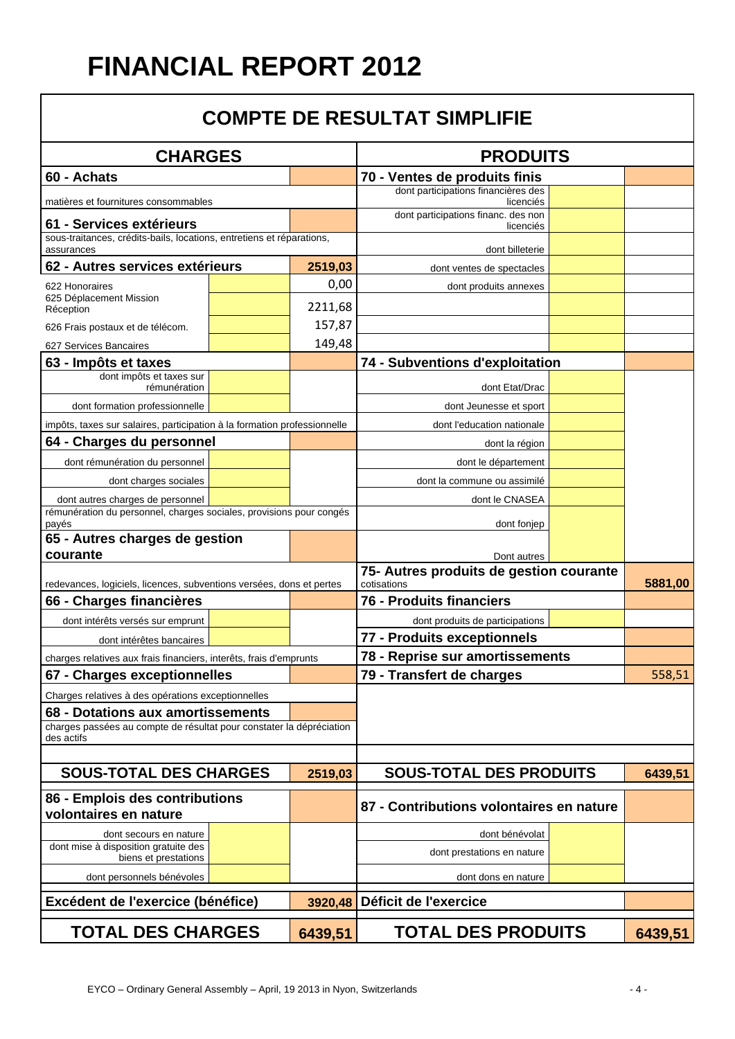# FINANCIAL REPORT 2012

## COMPTE DE RESULTAT SIMPLIFIE

| CHARGES | | | PRODUITS | | |
|---|---|---|---|---|---|
| **60 - Achats** | | | **70 - Ventes de produits finis** | | |
| matières et fournitures consommables | | | dont participations financières des licenciés | | |
| **61 - Services extérieurs** | | | dont participations financ. des non licenciés | | |
| sous-traitances, crédits-bails, locations, entretiens et réparations, assurances | | | dont billeterie | | |
| **62 - Autres services extérieurs** | | **2519,03** | dont ventes de spectacles | | |
| 622 Honoraires | | 0,00 | dont produits annexes | | |
| 625 Déplacement Mission Réception | | 2211,68 | | | |
| 626 Frais postaux et de télécom. | | 157,87 | | | |
| 627 Services Bancaires | | 149,48 | | | |
| **63 - Impôts et taxes** | | | **74 - Subventions d'exploitation** | | |
| dont impôts et taxes sur rémunération | | | dont Etat/Drac | | |
| dont formation professionnelle | | | dont Jeunesse et sport | | |
| impôts, taxes sur salaires, participation à la formation professionnelle | | | dont l'education nationale | | |
| **64 - Charges du personnel** | | | dont la région | | |
| dont rémunération du personnel | | | dont le département | | |
| dont charges sociales | | | dont la commune ou assimilé | | |
| dont autres charges de personnel | | | dont le CNASEA | | |
| rémunération du personnel, charges sociales, provisions pour congés payés | | | dont fonjep | | |
| **65 - Autres charges de gestion courante** | | | Dont autres | | |
| redevances, logiciels, licences, subventions versées, dons et pertes | | | **75- Autres produits de gestion courante** cotisations | | **5881,00** |
| **66 - Charges financières** | | | **76 - Produits financiers** | | |
| dont intérêts versés sur emprunt | | | dont produits de participations | | |
| dont intérêtes bancaires | | | **77 - Produits exceptionnels** | | |
| charges relatives aux frais financiers, interêts, frais d'emprunts | | | **78 - Reprise sur amortissements** | | |
| **67 - Charges exceptionnelles** | | | **79 - Transfert de charges** | | 558,51 |
| Charges relatives à des opérations exceptionnelles | | | | | |
| **68 - Dotations aux amortissements** | | | | | |
| charges passées au compte de résultat pour constater la dépréciation des actifs | | | | | |
| **SOUS-TOTAL DES CHARGES** | | **2519,03** | **SOUS-TOTAL DES PRODUITS** | | **6439,51** |
| **86 - Emplois des contributions volontaires en nature** | | | **87 - Contributions volontaires en nature** | | |
| dont secours en nature | | | dont bénévolat | | |
| dont mise à disposition gratuite des biens et prestations | | | dont prestations en nature | | |
| dont personnels bénévoles | | | dont dons en nature | | |
| **Excédent de l'exercice (bénéfice)** | | **3920,48** | **Déficit de l'exercice** | | |
| **TOTAL DES CHARGES** | | **6439,51** | **TOTAL DES PRODUITS** | | **6439,51** |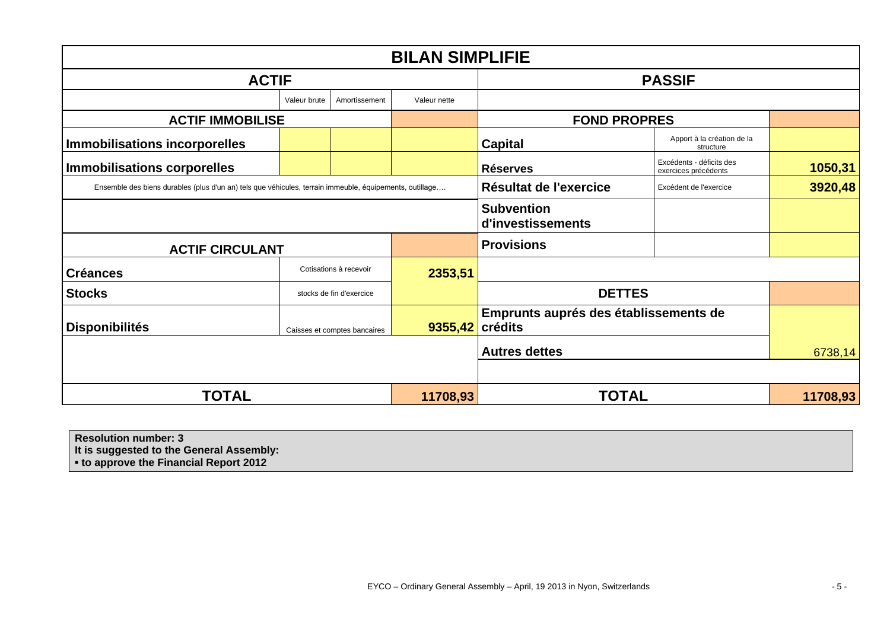# BILAN SIMPLIFIE

| ACTIF | | | | PASSIF | | |
|---|---|---|---|---|---|---|
| | Valeur brute | Amortissement | Valeur nette | | | |
| **ACTIF IMMOBILISE** | | | | **FOND PROPRES** | | |
| **Immobilisations incorporelles** | | | | **Capital** | Apport à la création de la structure | |
| **Immobilisations corporelles** | | | | **Réserves** | Excédents - déficits des exercices précédents | **1050,31** |
| Ensemble des biens durables (plus d'un an) tels que véhicules, terrain immeuble, équipements, outillage…. | | | | **Résultat de l'exercice** | Excédent de l'exercice | **3920,48** |
| | | | | **Subvention d'investissements** | | |
| **ACTIF CIRCULANT** | | | | **Provisions** | | |
| **Créances** | Cotisations à recevoir | | **2353,51** | | | |
| **Stocks** | stocks de fin d'exercice | | | **DETTES** | | |
| **Disponibilités** | Caisses et comptes bancaires | | **9355,42** | **Emprunts auprés des établissements de crédits** | | |
| | | | | **Autres dettes** | | 6738,14 |
| **TOTAL** | | | **11708,93** | **TOTAL** | | **11708,93** |

**Resolution number: 3**
**It is suggested to the General Assembly:**
**▪ to approve the Financial Report 2012**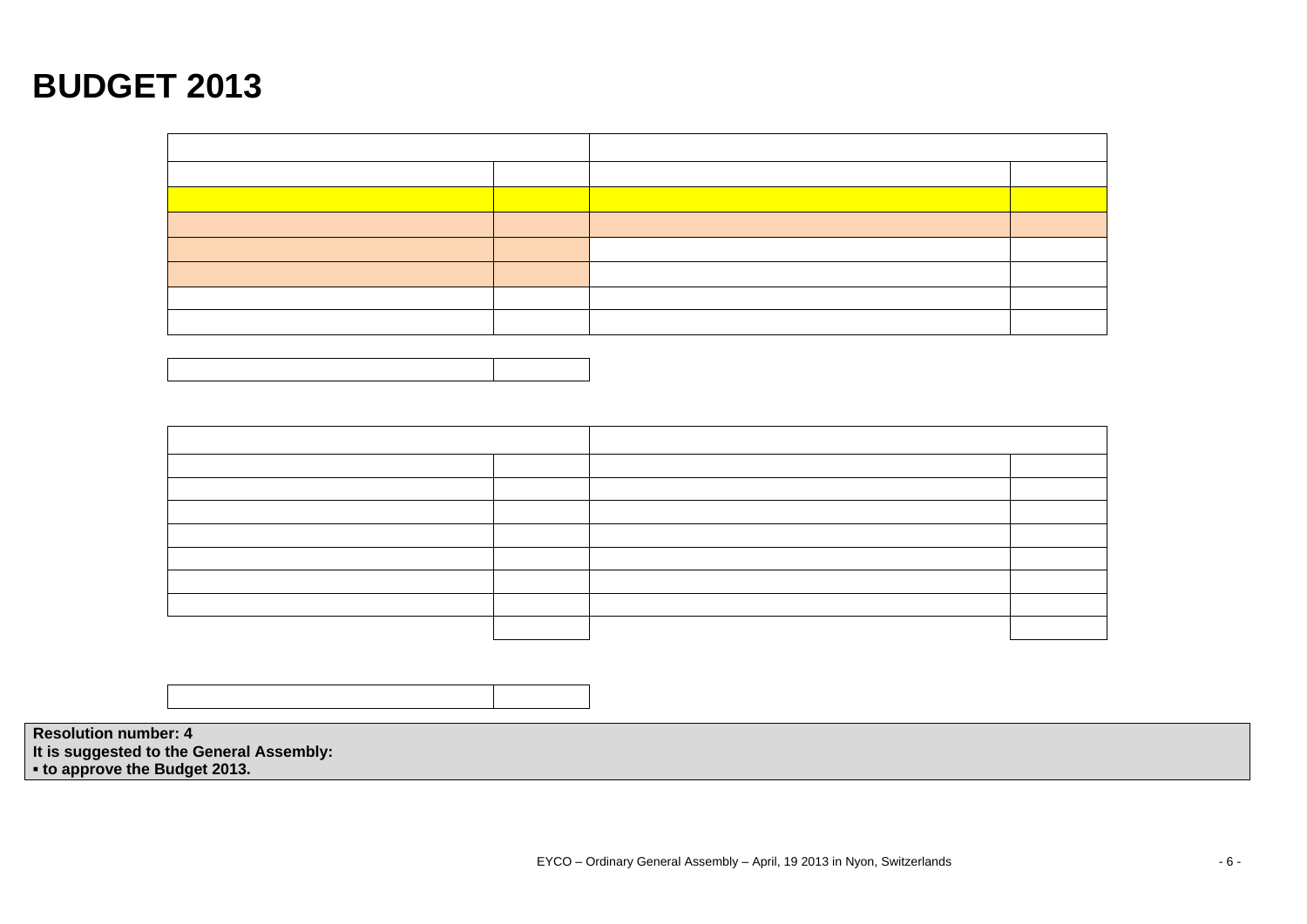# BUDGET 2013

**Resolution number: 4**
**It is suggested to the General Assembly:**
**▪ to approve the Budget 2013.**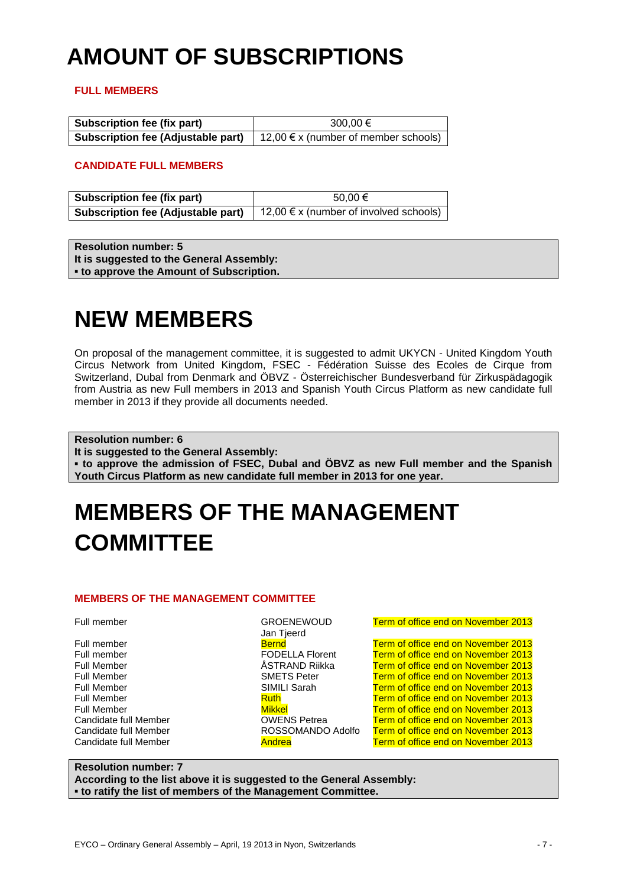# AMOUNT OF SUBSCRIPTIONS

**FULL MEMBERS**

| | |
|---|---|
| **Subscription fee (fix part)** | 300,00 € |
| **Subscription fee (Adjustable part)** | 12,00 € x (number of member schools) |

**CANDIDATE FULL MEMBERS**

| | |
|---|---|
| **Subscription fee (fix part)** | 50,00 € |
| **Subscription fee (Adjustable part)** | 12,00 € x (number of involved schools) |

**Resolution number: 5**
**It is suggested to the General Assembly:**
**▪ to approve the Amount of Subscription.**

# NEW MEMBERS

On proposal of the management committee, it is suggested to admit UKYCN - United Kingdom Youth Circus Network from United Kingdom, FSEC - Fédération Suisse des Ecoles de Cirque from Switzerland, Dubal from Denmark and ÖBVZ - Österreichischer Bundesverband für Zirkuspädagogik from Austria as new Full members in 2013 and Spanish Youth Circus Platform as new candidate full member in 2013 if they provide all documents needed.

**Resolution number: 6**
**It is suggested to the General Assembly:**
**▪ to approve the admission of FSEC, Dubal and ÖBVZ as new Full member and the Spanish Youth Circus Platform as new candidate full member in 2013 for one year.**

# MEMBERS OF THE MANAGEMENT COMMITTEE

**MEMBERS OF THE MANAGEMENT COMMITTEE**

| | | |
|---|---|---|
| Full member | GROENEWOUD Jan Tjeerd | Term of office end on November 2013 |
| Full member | Bernd | Term of office end on November 2013 |
| Full member | FODELLA Florent | Term of office end on November 2013 |
| Full Member | ÅSTRAND Riikka | Term of office end on November 2013 |
| Full Member | SMETS Peter | Term of office end on November 2013 |
| Full Member | SIMILI Sarah | Term of office end on November 2013 |
| Full Member | Ruth | Term of office end on November 2013 |
| Full Member | Mikkel | Term of office end on November 2013 |
| Candidate full Member | OWENS Petrea | Term of office end on November 2013 |
| Candidate full Member | ROSSOMANDO Adolfo | Term of office end on November 2013 |
| Candidate full Member | Andrea | Term of office end on November 2013 |

**Resolution number: 7**
**According to the list above it is suggested to the General Assembly:**
**▪ to ratify the list of members of the Management Committee.**